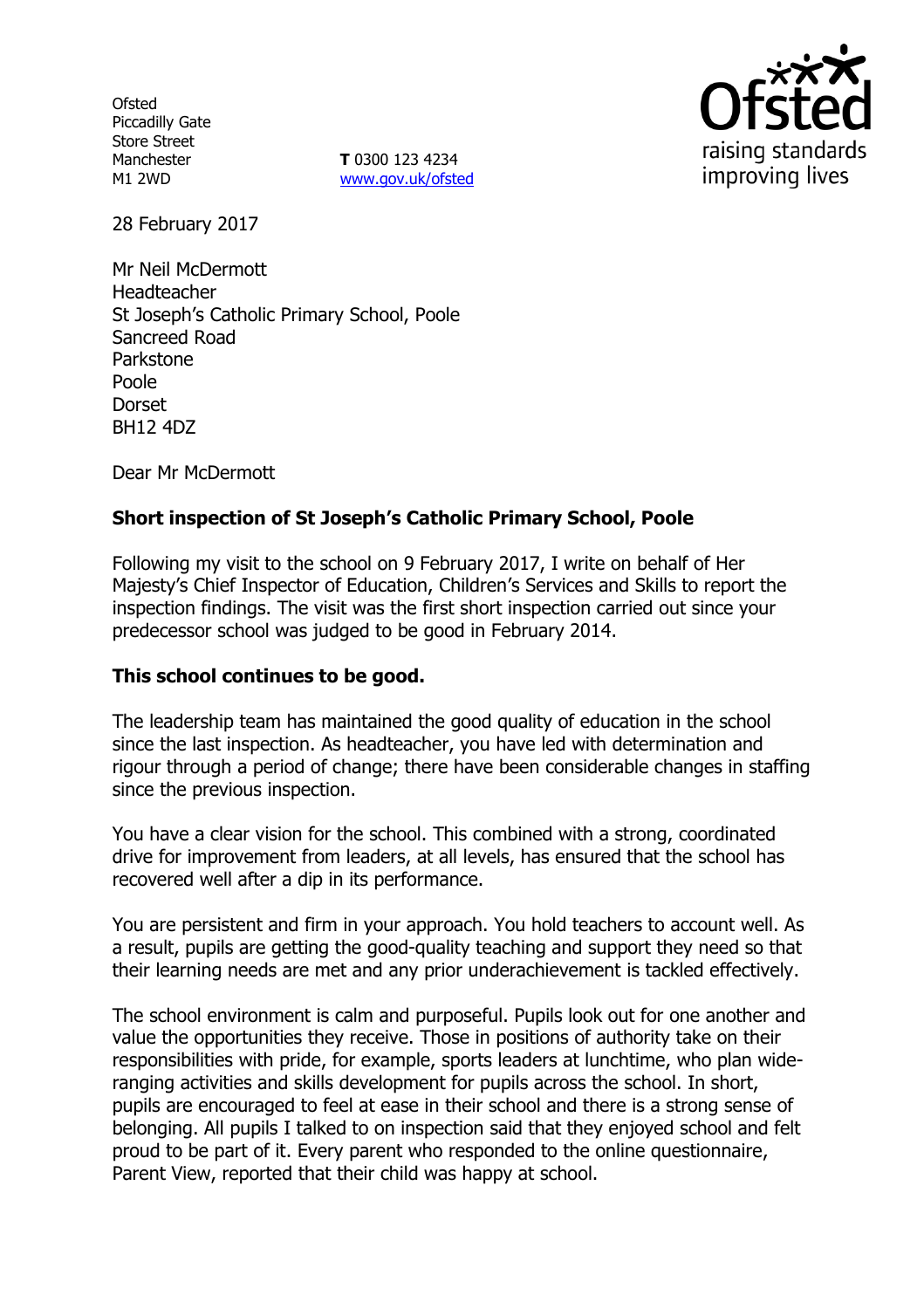Ofsted
Piccadilly Gate
Store Street
Manchester
M1 2WD

**T** 0300 123 4234
www.gov.uk/ofsted

Ofsted
raising standards
improving lives

28 February 2017

Mr Neil McDermott
Headteacher
St Joseph's Catholic Primary School, Poole
Sancreed Road
Parkstone
Poole
Dorset
BH12 4DZ

Dear Mr McDermott

**Short inspection of St Joseph's Catholic Primary School, Poole**

Following my visit to the school on 9 February 2017, I write on behalf of Her Majesty's Chief Inspector of Education, Children's Services and Skills to report the inspection findings. The visit was the first short inspection carried out since your predecessor school was judged to be good in February 2014.

**This school continues to be good.**

The leadership team has maintained the good quality of education in the school since the last inspection. As headteacher, you have led with determination and rigour through a period of change; there have been considerable changes in staffing since the previous inspection.

You have a clear vision for the school. This combined with a strong, coordinated drive for improvement from leaders, at all levels, has ensured that the school has recovered well after a dip in its performance.

You are persistent and firm in your approach. You hold teachers to account well. As a result, pupils are getting the good-quality teaching and support they need so that their learning needs are met and any prior underachievement is tackled effectively.

The school environment is calm and purposeful. Pupils look out for one another and value the opportunities they receive. Those in positions of authority take on their responsibilities with pride, for example, sports leaders at lunchtime, who plan wide-ranging activities and skills development for pupils across the school. In short, pupils are encouraged to feel at ease in their school and there is a strong sense of belonging. All pupils I talked to on inspection said that they enjoyed school and felt proud to be part of it. Every parent who responded to the online questionnaire, Parent View, reported that their child was happy at school.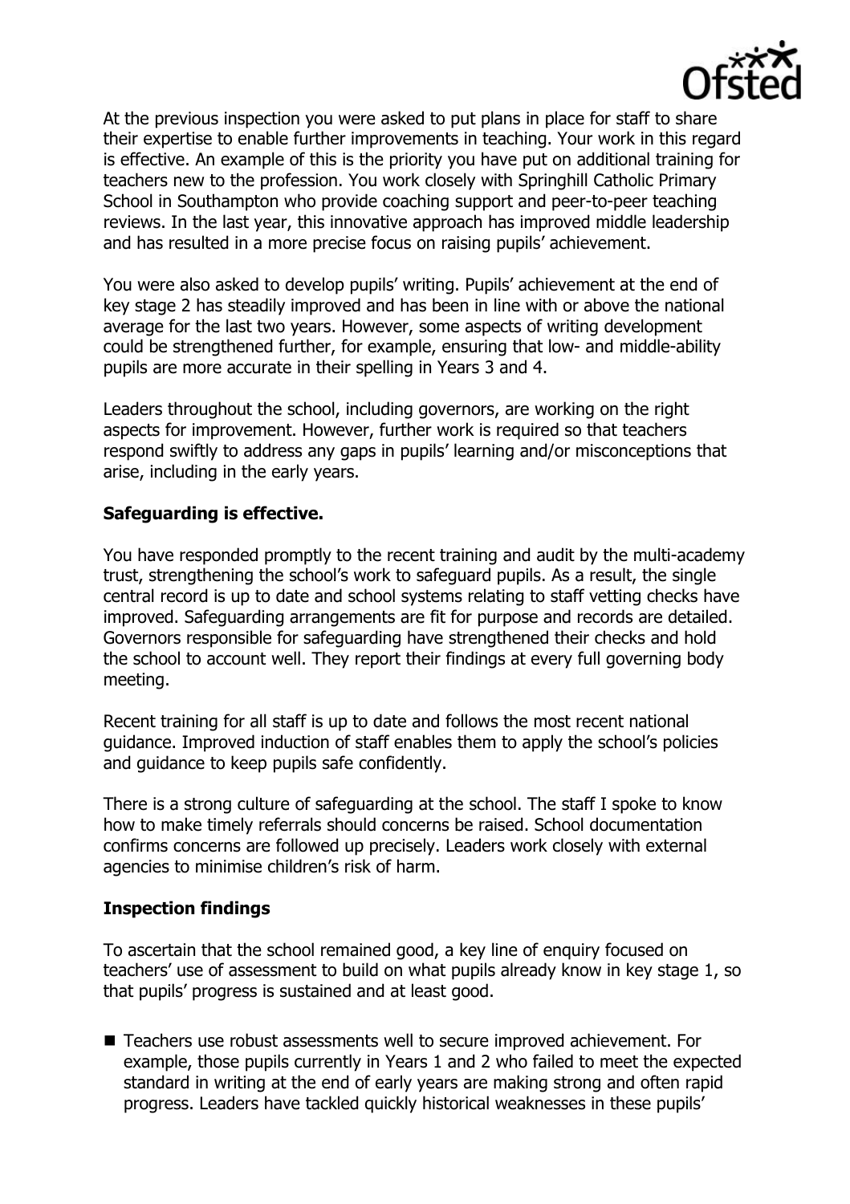At the previous inspection you were asked to put plans in place for staff to share their expertise to enable further improvements in teaching. Your work in this regard is effective. An example of this is the priority you have put on additional training for teachers new to the profession. You work closely with Springhill Catholic Primary School in Southampton who provide coaching support and peer-to-peer teaching reviews. In the last year, this innovative approach has improved middle leadership and has resulted in a more precise focus on raising pupils' achievement.

You were also asked to develop pupils' writing. Pupils' achievement at the end of key stage 2 has steadily improved and has been in line with or above the national average for the last two years. However, some aspects of writing development could be strengthened further, for example, ensuring that low- and middle-ability pupils are more accurate in their spelling in Years 3 and 4.

Leaders throughout the school, including governors, are working on the right aspects for improvement. However, further work is required so that teachers respond swiftly to address any gaps in pupils' learning and/or misconceptions that arise, including in the early years.

## Safeguarding is effective.

You have responded promptly to the recent training and audit by the multi-academy trust, strengthening the school's work to safeguard pupils. As a result, the single central record is up to date and school systems relating to staff vetting checks have improved. Safeguarding arrangements are fit for purpose and records are detailed. Governors responsible for safeguarding have strengthened their checks and hold the school to account well. They report their findings at every full governing body meeting.

Recent training for all staff is up to date and follows the most recent national guidance. Improved induction of staff enables them to apply the school's policies and guidance to keep pupils safe confidently.

There is a strong culture of safeguarding at the school. The staff I spoke to know how to make timely referrals should concerns be raised. School documentation confirms concerns are followed up precisely. Leaders work closely with external agencies to minimise children's risk of harm.

## Inspection findings

To ascertain that the school remained good, a key line of enquiry focused on teachers' use of assessment to build on what pupils already know in key stage 1, so that pupils' progress is sustained and at least good.

- Teachers use robust assessments well to secure improved achievement. For example, those pupils currently in Years 1 and 2 who failed to meet the expected standard in writing at the end of early years are making strong and often rapid progress. Leaders have tackled quickly historical weaknesses in these pupils'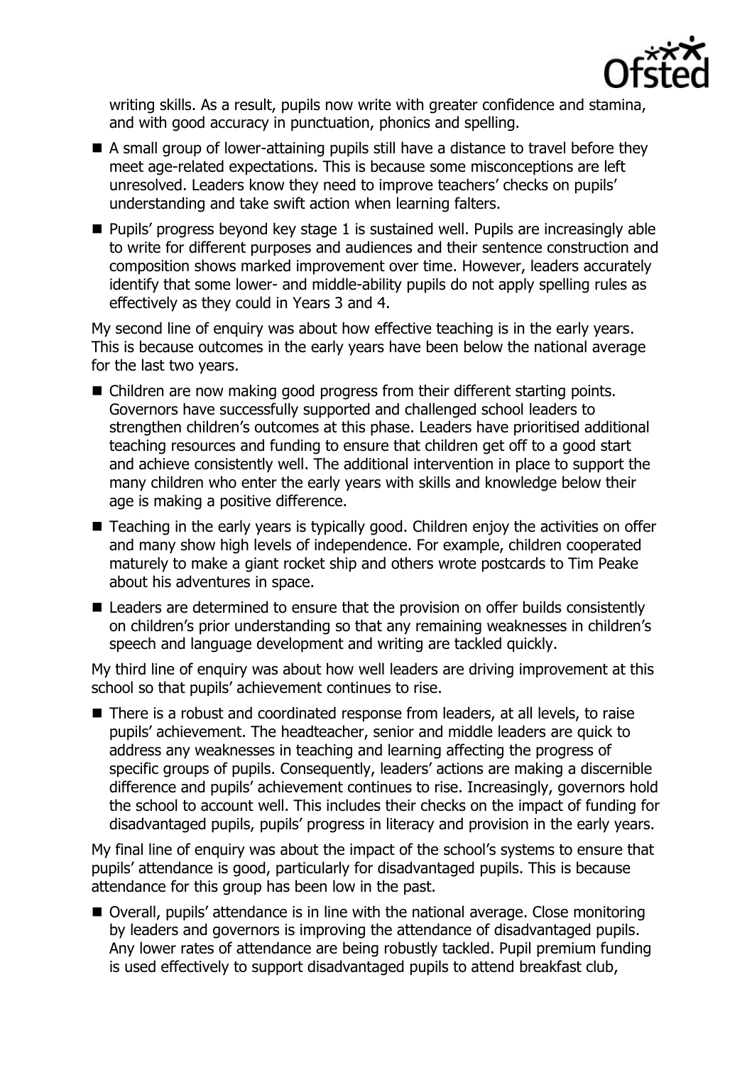writing skills. As a result, pupils now write with greater confidence and stamina, and with good accuracy in punctuation, phonics and spelling.

- A small group of lower-attaining pupils still have a distance to travel before they meet age-related expectations. This is because some misconceptions are left unresolved. Leaders know they need to improve teachers' checks on pupils' understanding and take swift action when learning falters.
- Pupils' progress beyond key stage 1 is sustained well. Pupils are increasingly able to write for different purposes and audiences and their sentence construction and composition shows marked improvement over time. However, leaders accurately identify that some lower- and middle-ability pupils do not apply spelling rules as effectively as they could in Years 3 and 4.

My second line of enquiry was about how effective teaching is in the early years. This is because outcomes in the early years have been below the national average for the last two years.

- Children are now making good progress from their different starting points. Governors have successfully supported and challenged school leaders to strengthen children's outcomes at this phase. Leaders have prioritised additional teaching resources and funding to ensure that children get off to a good start and achieve consistently well. The additional intervention in place to support the many children who enter the early years with skills and knowledge below their age is making a positive difference.
- Teaching in the early years is typically good. Children enjoy the activities on offer and many show high levels of independence. For example, children cooperated maturely to make a giant rocket ship and others wrote postcards to Tim Peake about his adventures in space.
- Leaders are determined to ensure that the provision on offer builds consistently on children's prior understanding so that any remaining weaknesses in children's speech and language development and writing are tackled quickly.

My third line of enquiry was about how well leaders are driving improvement at this school so that pupils' achievement continues to rise.

- There is a robust and coordinated response from leaders, at all levels, to raise pupils' achievement. The headteacher, senior and middle leaders are quick to address any weaknesses in teaching and learning affecting the progress of specific groups of pupils. Consequently, leaders' actions are making a discernible difference and pupils' achievement continues to rise. Increasingly, governors hold the school to account well. This includes their checks on the impact of funding for disadvantaged pupils, pupils' progress in literacy and provision in the early years.

My final line of enquiry was about the impact of the school's systems to ensure that pupils' attendance is good, particularly for disadvantaged pupils. This is because attendance for this group has been low in the past.

- Overall, pupils' attendance is in line with the national average. Close monitoring by leaders and governors is improving the attendance of disadvantaged pupils. Any lower rates of attendance are being robustly tackled. Pupil premium funding is used effectively to support disadvantaged pupils to attend breakfast club,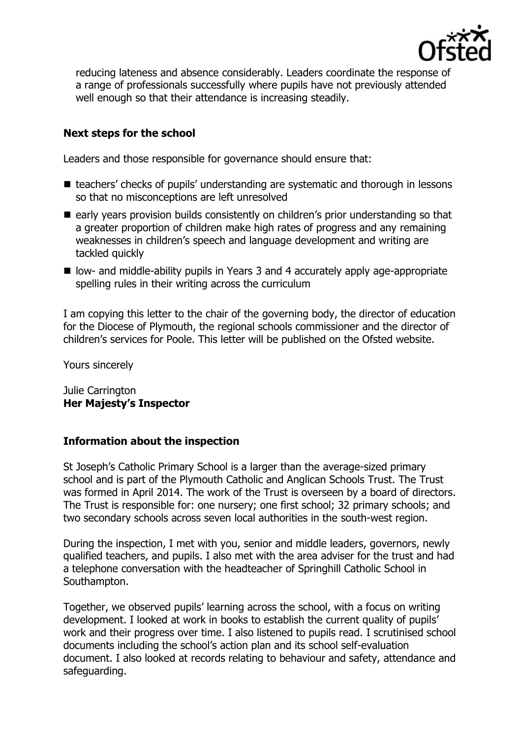reducing lateness and absence considerably. Leaders coordinate the response of a range of professionals successfully where pupils have not previously attended well enough so that their attendance is increasing steadily.

## Next steps for the school

Leaders and those responsible for governance should ensure that:

- teachers' checks of pupils' understanding are systematic and thorough in lessons so that no misconceptions are left unresolved
- early years provision builds consistently on children's prior understanding so that a greater proportion of children make high rates of progress and any remaining weaknesses in children's speech and language development and writing are tackled quickly
- low- and middle-ability pupils in Years 3 and 4 accurately apply age-appropriate spelling rules in their writing across the curriculum

I am copying this letter to the chair of the governing body, the director of education for the Diocese of Plymouth, the regional schools commissioner and the director of children's services for Poole. This letter will be published on the Ofsted website.

Yours sincerely

Julie Carrington
**Her Majesty's Inspector**

## Information about the inspection

St Joseph's Catholic Primary School is a larger than the average-sized primary school and is part of the Plymouth Catholic and Anglican Schools Trust. The Trust was formed in April 2014. The work of the Trust is overseen by a board of directors. The Trust is responsible for: one nursery; one first school; 32 primary schools; and two secondary schools across seven local authorities in the south-west region.

During the inspection, I met with you, senior and middle leaders, governors, newly qualified teachers, and pupils. I also met with the area adviser for the trust and had a telephone conversation with the headteacher of Springhill Catholic School in Southampton.

Together, we observed pupils' learning across the school, with a focus on writing development. I looked at work in books to establish the current quality of pupils' work and their progress over time. I also listened to pupils read. I scrutinised school documents including the school's action plan and its school self-evaluation document. I also looked at records relating to behaviour and safety, attendance and safeguarding.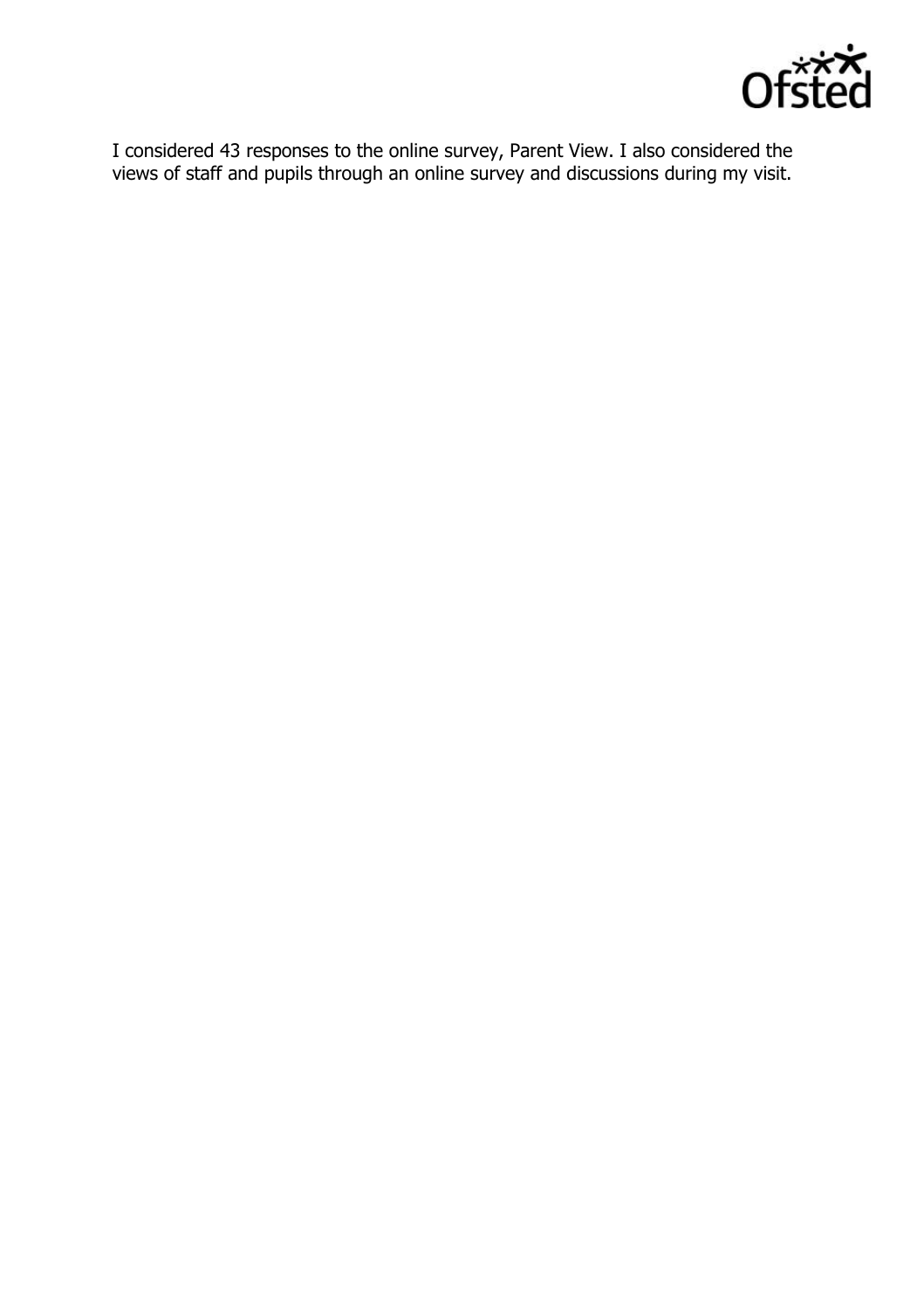I considered 43 responses to the online survey, Parent View. I also considered the views of staff and pupils through an online survey and discussions during my visit.